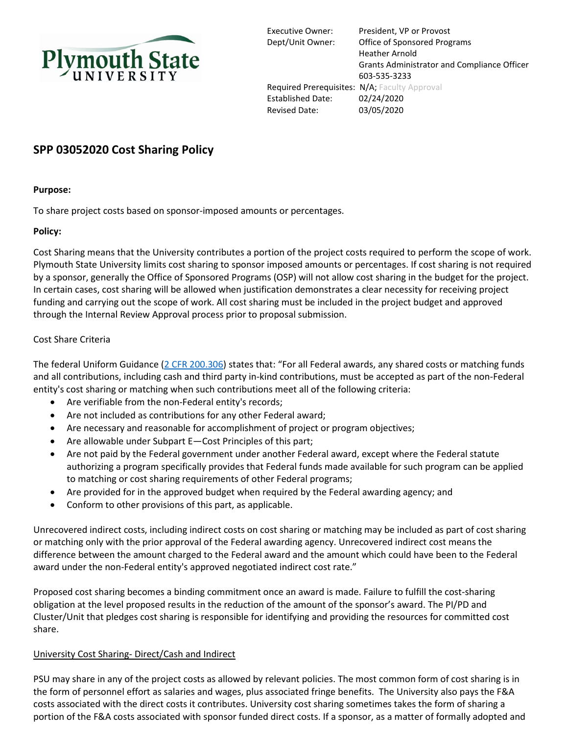Plymouth State UNIVERSITY

Executive Owner: President, VP or Provost
Dept/Unit Owner: Office of Sponsored Programs
Heather Arnold
Grants Administrator and Compliance Officer
603-535-3233
Required Prerequisites: N/A; Faculty Approval
Established Date: 02/24/2020
Revised Date: 03/05/2020

# SPP 03052020 Cost Sharing Policy

**Purpose:**

To share project costs based on sponsor-imposed amounts or percentages.

**Policy:**

Cost Sharing means that the University contributes a portion of the project costs required to perform the scope of work. Plymouth State University limits cost sharing to sponsor imposed amounts or percentages. If cost sharing is not required by a sponsor, generally the Office of Sponsored Programs (OSP) will not allow cost sharing in the budget for the project. In certain cases, cost sharing will be allowed when justification demonstrates a clear necessity for receiving project funding and carrying out the scope of work. All cost sharing must be included in the project budget and approved through the Internal Review Approval process prior to proposal submission.

Cost Share Criteria

The federal Uniform Guidance (2 CFR 200.306) states that: "For all Federal awards, any shared costs or matching funds and all contributions, including cash and third party in-kind contributions, must be accepted as part of the non-Federal entity's cost sharing or matching when such contributions meet all of the following criteria:

- Are verifiable from the non-Federal entity's records;
- Are not included as contributions for any other Federal award;
- Are necessary and reasonable for accomplishment of project or program objectives;
- Are allowable under Subpart E—Cost Principles of this part;
- Are not paid by the Federal government under another Federal award, except where the Federal statute authorizing a program specifically provides that Federal funds made available for such program can be applied to matching or cost sharing requirements of other Federal programs;
- Are provided for in the approved budget when required by the Federal awarding agency; and
- Conform to other provisions of this part, as applicable.

Unrecovered indirect costs, including indirect costs on cost sharing or matching may be included as part of cost sharing or matching only with the prior approval of the Federal awarding agency. Unrecovered indirect cost means the difference between the amount charged to the Federal award and the amount which could have been to the Federal award under the non-Federal entity's approved negotiated indirect cost rate."

Proposed cost sharing becomes a binding commitment once an award is made. Failure to fulfill the cost-sharing obligation at the level proposed results in the reduction of the amount of the sponsor's award. The PI/PD and Cluster/Unit that pledges cost sharing is responsible for identifying and providing the resources for committed cost share.

University Cost Sharing- Direct/Cash and Indirect

PSU may share in any of the project costs as allowed by relevant policies. The most common form of cost sharing is in the form of personnel effort as salaries and wages, plus associated fringe benefits. The University also pays the F&A costs associated with the direct costs it contributes. University cost sharing sometimes takes the form of sharing a portion of the F&A costs associated with sponsor funded direct costs. If a sponsor, as a matter of formally adopted and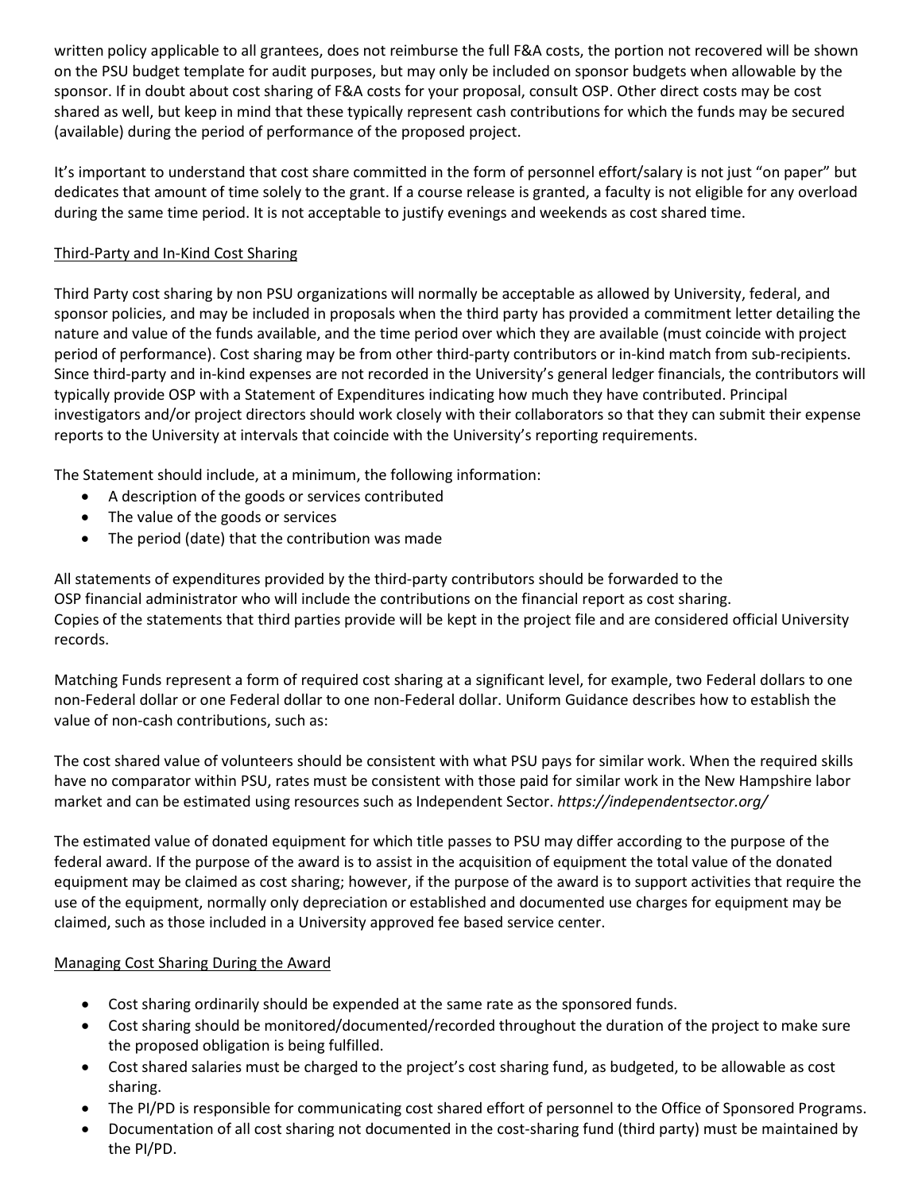written policy applicable to all grantees, does not reimburse the full F&A costs, the portion not recovered will be shown on the PSU budget template for audit purposes, but may only be included on sponsor budgets when allowable by the sponsor. If in doubt about cost sharing of F&A costs for your proposal, consult OSP. Other direct costs may be cost shared as well, but keep in mind that these typically represent cash contributions for which the funds may be secured (available) during the period of performance of the proposed project.

It's important to understand that cost share committed in the form of personnel effort/salary is not just "on paper" but dedicates that amount of time solely to the grant. If a course release is granted, a faculty is not eligible for any overload during the same time period. It is not acceptable to justify evenings and weekends as cost shared time.

### Third-Party and In-Kind Cost Sharing

Third Party cost sharing by non PSU organizations will normally be acceptable as allowed by University, federal, and sponsor policies, and may be included in proposals when the third party has provided a commitment letter detailing the nature and value of the funds available, and the time period over which they are available (must coincide with project period of performance). Cost sharing may be from other third-party contributors or in-kind match from sub-recipients. Since third-party and in-kind expenses are not recorded in the University's general ledger financials, the contributors will typically provide OSP with a Statement of Expenditures indicating how much they have contributed. Principal investigators and/or project directors should work closely with their collaborators so that they can submit their expense reports to the University at intervals that coincide with the University's reporting requirements.

The Statement should include, at a minimum, the following information:

- A description of the goods or services contributed
- The value of the goods or services
- The period (date) that the contribution was made

All statements of expenditures provided by the third-party contributors should be forwarded to the OSP financial administrator who will include the contributions on the financial report as cost sharing. Copies of the statements that third parties provide will be kept in the project file and are considered official University records.

Matching Funds represent a form of required cost sharing at a significant level, for example, two Federal dollars to one non-Federal dollar or one Federal dollar to one non-Federal dollar. Uniform Guidance describes how to establish the value of non-cash contributions, such as:

The cost shared value of volunteers should be consistent with what PSU pays for similar work. When the required skills have no comparator within PSU, rates must be consistent with those paid for similar work in the New Hampshire labor market and can be estimated using resources such as Independent Sector. *https://independentsector.org/*

The estimated value of donated equipment for which title passes to PSU may differ according to the purpose of the federal award. If the purpose of the award is to assist in the acquisition of equipment the total value of the donated equipment may be claimed as cost sharing; however, if the purpose of the award is to support activities that require the use of the equipment, normally only depreciation or established and documented use charges for equipment may be claimed, such as those included in a University approved fee based service center.

### Managing Cost Sharing During the Award

- Cost sharing ordinarily should be expended at the same rate as the sponsored funds.
- Cost sharing should be monitored/documented/recorded throughout the duration of the project to make sure the proposed obligation is being fulfilled.
- Cost shared salaries must be charged to the project's cost sharing fund, as budgeted, to be allowable as cost sharing.
- The PI/PD is responsible for communicating cost shared effort of personnel to the Office of Sponsored Programs.
- Documentation of all cost sharing not documented in the cost-sharing fund (third party) must be maintained by the PI/PD.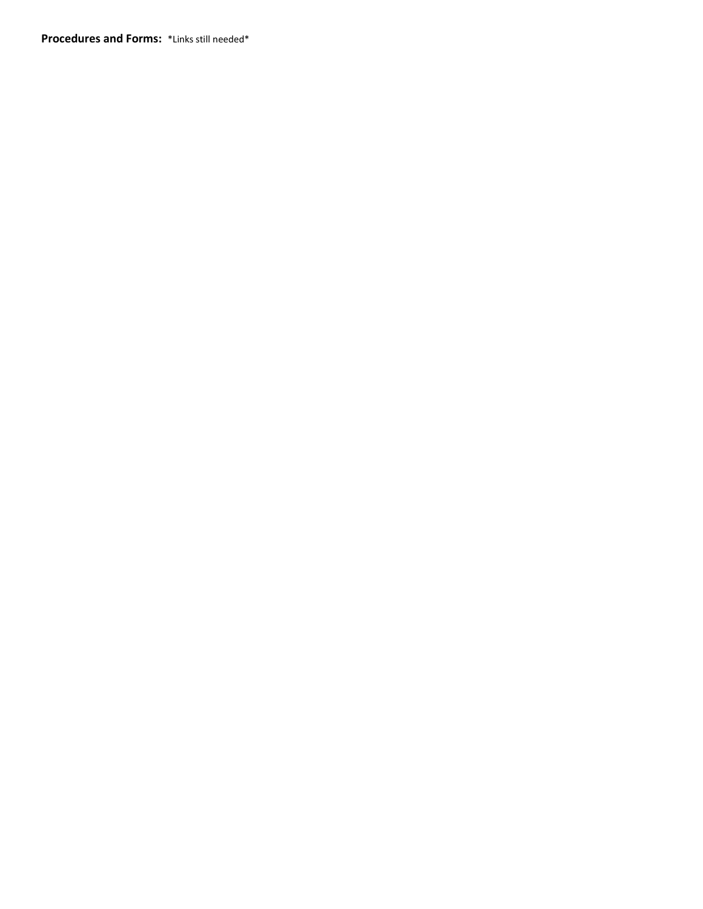**Procedures and Forms:** *Links still needed*